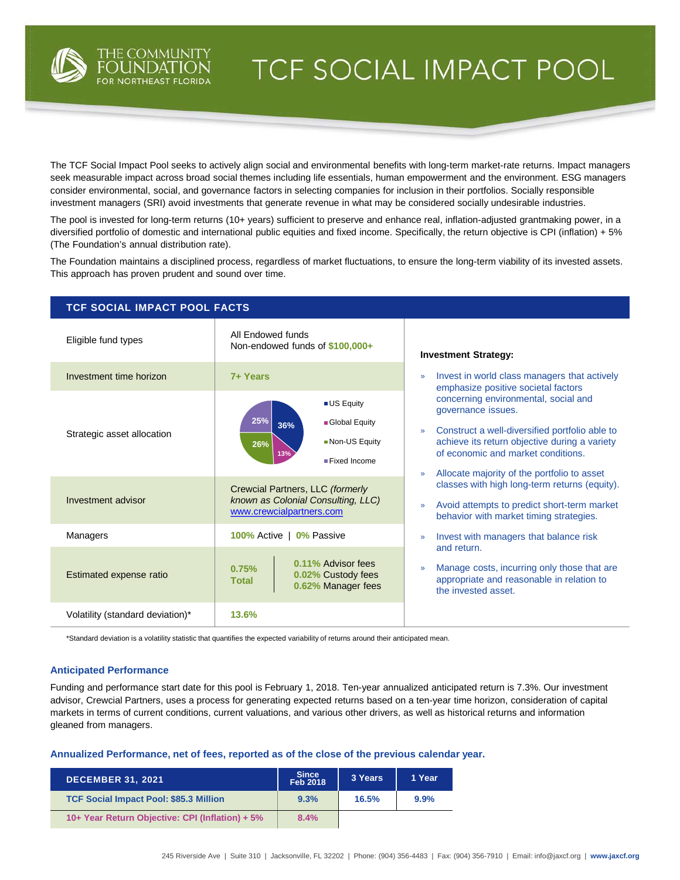# THE COMMUNITY FOUNDATION FOR NORTHEAST FLORIDA

# TCF SOCIAL IMPACT POOL

The TCF Social Impact Pool seeks to actively align social and environmental benefits with long-term market-rate returns. Impact managers seek measurable impact across broad social themes including life essentials, human empowerment and the environment. ESG managers consider environmental, social, and governance factors in selecting companies for inclusion in their portfolios. Socially responsible investment managers (SRI) avoid investments that generate revenue in what may be considered socially undesirable industries.

The pool is invested for long-term returns (10+ years) sufficient to preserve and enhance real, inflation-adjusted grantmaking power, in a diversified portfolio of domestic and international public equities and fixed income. Specifically, the return objective is CPI (inflation) + 5% (The Foundation's annual distribution rate).

The Foundation maintains a disciplined process, regardless of market fluctuations, to ensure the long-term viability of its invested assets. This approach has proven prudent and sound over time.

## TCF SOCIAL IMPACT POOL FACTS

| | |
|---|---|
| Eligible fund types | All Endowed funds<br>Non-endowed funds of **$100,000+** |
| Investment time horizon | **7+ Years** |
| Strategic asset allocation | US Equity 36%<br>Global Equity 13%<br>Non-US Equity 26%<br>Fixed Income 25% |
| Investment advisor | Crewcial Partners, LLC *(formerly known as Colonial Consulting, LLC)*<br>www.crewcialpartners.com |
| Managers | **100%** Active \| **0%** Passive |
| Estimated expense ratio | **0.75% Total**<br>**0.11%** Advisor fees<br>**0.02%** Custody fees<br>**0.62%** Manager fees |
| Volatility (standard deviation)* | **13.6%** |

**Investment Strategy:**

- Invest in world class managers that actively emphasize positive societal factors concerning environmental, social and governance issues.
- Construct a well-diversified portfolio able to achieve its return objective during a variety of economic and market conditions.
- Allocate majority of the portfolio to asset classes with high long-term returns (equity).
- Avoid attempts to predict short-term market behavior with market timing strategies.
- Invest with managers that balance risk and return.
- Manage costs, incurring only those that are appropriate and reasonable in relation to the invested asset.

*Standard deviation is a volatility statistic that quantifies the expected variability of returns around their anticipated mean.

### Anticipated Performance

Funding and performance start date for this pool is February 1, 2018. Ten-year annualized anticipated return is 7.3%. Our investment advisor, Crewcial Partners, uses a process for generating expected returns based on a ten-year time horizon, consideration of capital markets in terms of current conditions, current valuations, and various other drivers, as well as historical returns and information gleaned from managers.

### Annualized Performance, net of fees, reported as of the close of the previous calendar year.

| DECEMBER 31, 2021 | Since Feb 2018 | 3 Years | 1 Year |
|---|---|---|---|
| TCF Social Impact Pool: $85.3 Million | 9.3% | 16.5% | 9.9% |
| 10+ Year Return Objective: CPI (Inflation) + 5% | 8.4% | | |

245 Riverside Ave | Suite 310 | Jacksonville, FL 32202 | Phone: (904) 356-4483 | Fax: (904) 356-7910 | Email: info@jaxcf.org | **www.jaxcf.org**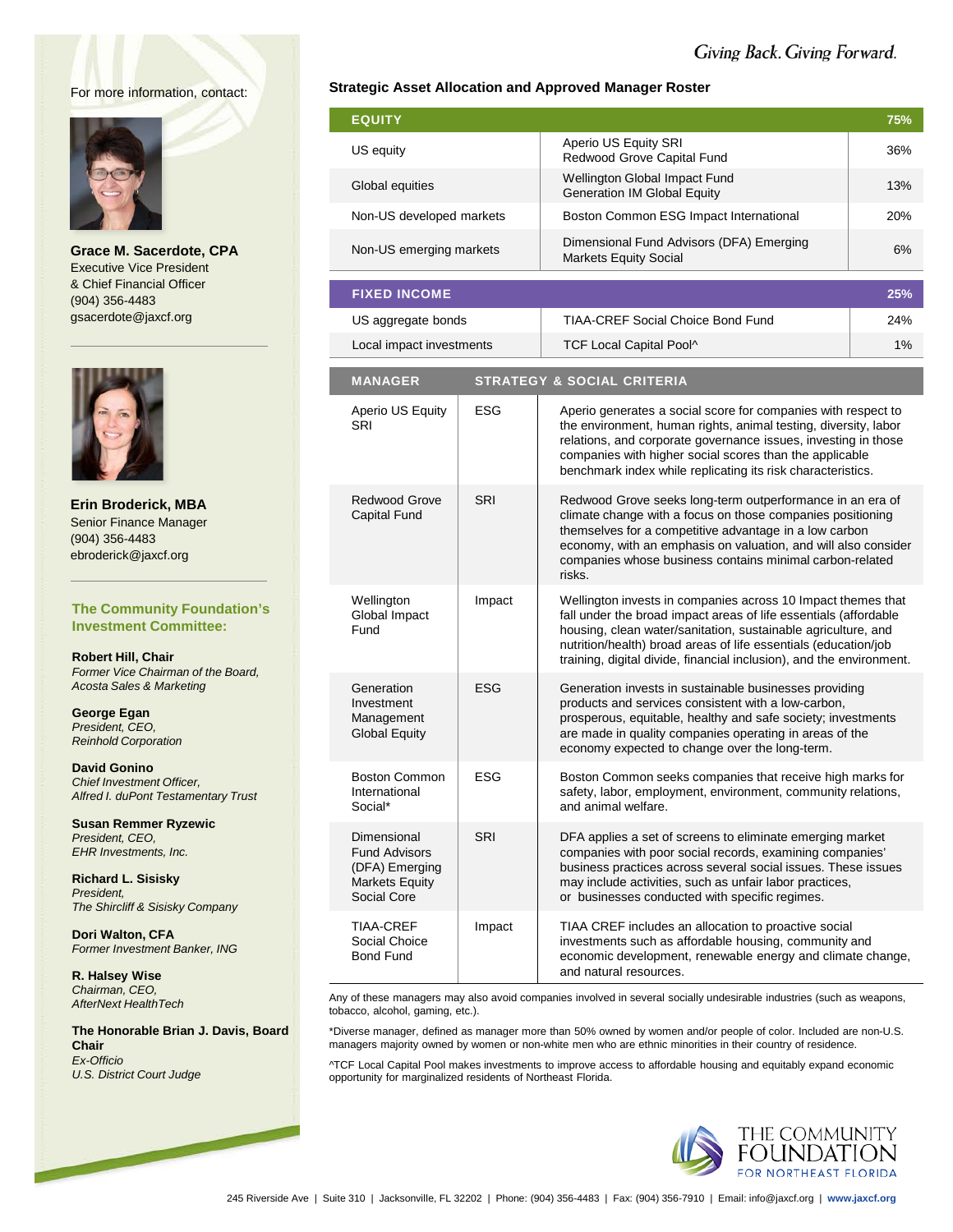Giving Back. Giving Forward.

For more information, contact:

**Grace M. Sacerdote, CPA**
Executive Vice President
& Chief Financial Officer
(904) 356-4483
gsacerdote@jaxcf.org

**Erin Broderick, MBA**
Senior Finance Manager
(904) 356-4483
ebroderick@jaxcf.org

### The Community Foundation's Investment Committee:

**Robert Hill, Chair**
*Former Vice Chairman of the Board, Acosta Sales & Marketing*

**George Egan**
*President, CEO, Reinhold Corporation*

**David Gonino**
*Chief Investment Officer, Alfred I. duPont Testamentary Trust*

**Susan Remmer Ryzewic**
*President, CEO, EHR Investments, Inc.*

**Richard L. Sisisky**
*President, The Shircliff & Sisisky Company*

**Dori Walton, CFA**
*Former Investment Banker, ING*

**R. Halsey Wise**
*Chairman, CEO, AfterNext HealthTech*

**The Honorable Brian J. Davis, Board Chair**
*Ex-Officio*
*U.S. District Court Judge*

## Strategic Asset Allocation and Approved Manager Roster

| EQUITY | | 75% |
|---|---|---|
| US equity | Aperio US Equity SRI<br>Redwood Grove Capital Fund | 36% |
| Global equities | Wellington Global Impact Fund<br>Generation IM Global Equity | 13% |
| Non-US developed markets | Boston Common ESG Impact International | 20% |
| Non-US emerging markets | Dimensional Fund Advisors (DFA) Emerging Markets Equity Social | 6% |
| **FIXED INCOME** | | **25%** |
| US aggregate bonds | TIAA-CREF Social Choice Bond Fund | 24% |
| Local impact investments | TCF Local Capital Pool^ | 1% |

| MANAGER | STRATEGY & SOCIAL CRITERIA | |
|---|---|---|
| Aperio US Equity SRI | ESG | Aperio generates a social score for companies with respect to the environment, human rights, animal testing, diversity, labor relations, and corporate governance issues, investing in those companies with higher social scores than the applicable benchmark index while replicating its risk characteristics. |
| Redwood Grove Capital Fund | SRI | Redwood Grove seeks long-term outperformance in an era of climate change with a focus on those companies positioning themselves for a competitive advantage in a low carbon economy, with an emphasis on valuation, and will also consider companies whose business contains minimal carbon-related risks. |
| Wellington Global Impact Fund | Impact | Wellington invests in companies across 10 Impact themes that fall under the broad impact areas of life essentials (affordable housing, clean water/sanitation, sustainable agriculture, and nutrition/health) broad areas of life essentials (education/job training, digital divide, financial inclusion), and the environment. |
| Generation Investment Management Global Equity | ESG | Generation invests in sustainable businesses providing products and services consistent with a low-carbon, prosperous, equitable, healthy and safe society; investments are made in quality companies operating in areas of the economy expected to change over the long-term. |
| Boston Common International Social* | ESG | Boston Common seeks companies that receive high marks for safety, labor, employment, environment, community relations, and animal welfare. |
| Dimensional Fund Advisors (DFA) Emerging Markets Equity Social Core | SRI | DFA applies a set of screens to eliminate emerging market companies with poor social records, examining companies' business practices across several social issues. These issues may include activities, such as unfair labor practices, or businesses conducted with specific regimes. |
| TIAA-CREF Social Choice Bond Fund | Impact | TIAA CREF includes an allocation to proactive social investments such as affordable housing, community and economic development, renewable energy and climate change, and natural resources. |

Any of these managers may also avoid companies involved in several socially undesirable industries (such as weapons, tobacco, alcohol, gaming, etc.).

*Diverse manager, defined as manager more than 50% owned by women and/or people of color. Included are non-U.S. managers majority owned by women or non-white men who are ethnic minorities in their country of residence.

^TCF Local Capital Pool makes investments to improve access to affordable housing and equitably expand economic opportunity for marginalized residents of Northeast Florida.

THE COMMUNITY FOUNDATION FOR NORTHEAST FLORIDA

245 Riverside Ave | Suite 310 | Jacksonville, FL 32202 | Phone: (904) 356-4483 | Fax: (904) 356-7910 | Email: info@jaxcf.org | www.jaxcf.org